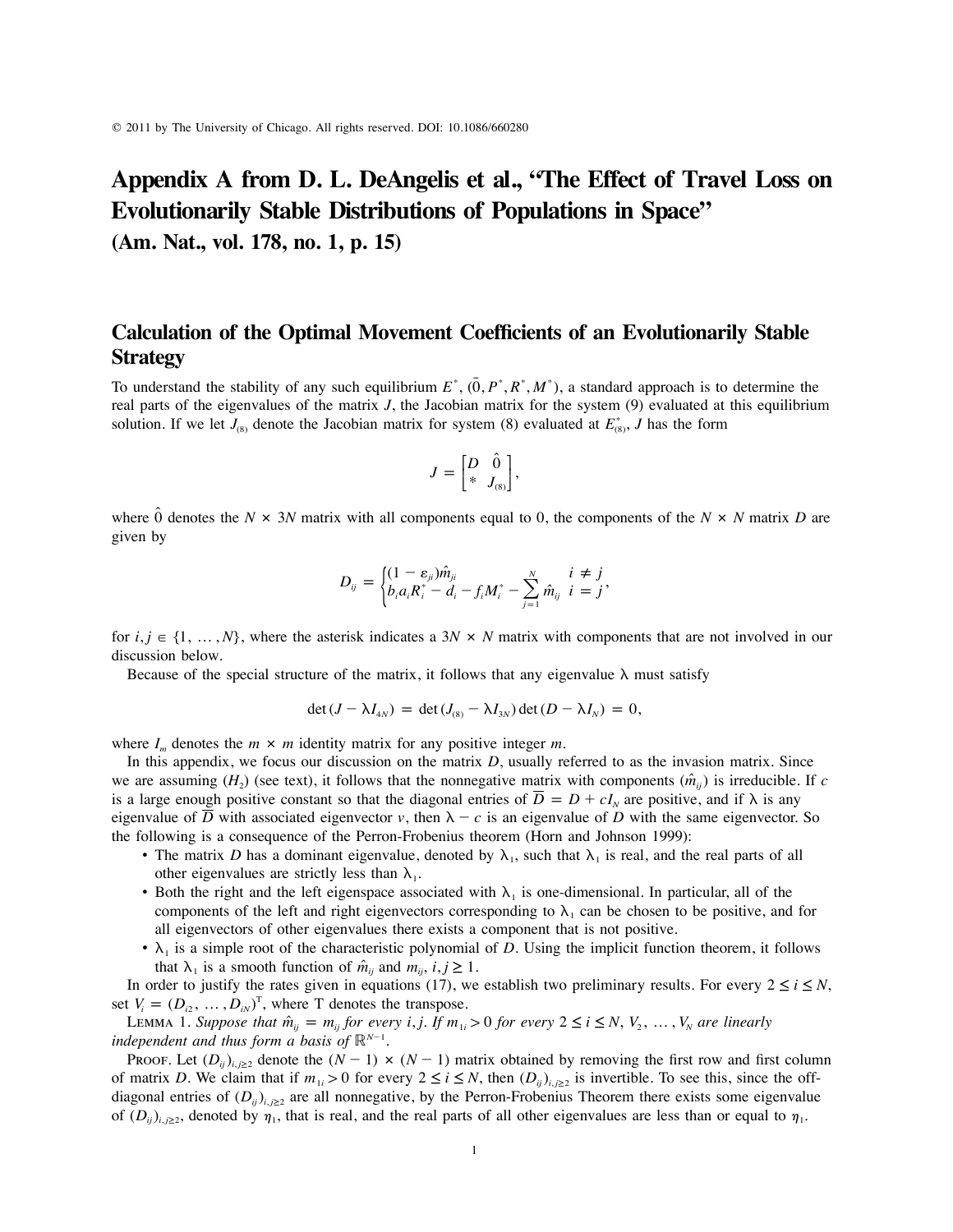© 2011 by The University of Chicago. All rights reserved. DOI: 10.1086/660280

# Appendix A from D. L. DeAngelis et al., "The Effect of Travel Loss on Evolutionarily Stable Distributions of Populations in Space" (Am. Nat., vol. 178, no. 1, p. 15)

## Calculation of the Optimal Movement Coefficients of an Evolutionarily Stable Strategy

To understand the stability of any such equilibrium $E^*$, $(\bar{0}, P^*, R^*, M^*)$, a standard approach is to determine the real parts of the eigenvalues of the matrix $J$, the Jacobian matrix for the system (9) evaluated at this equilibrium solution. If we let $J_{(8)}$ denote the Jacobian matrix for system (8) evaluated at $E^*_{(8)}$, $J$ has the form

$$J = \begin{bmatrix} D & \hat{0} \\ * & J_{(8)} \end{bmatrix},$$

where $\hat{0}$ denotes the $N \times 3N$ matrix with all components equal to 0, the components of the $N \times N$ matrix $D$ are given by

$$D_{ij} = \begin{cases} (1-\varepsilon_{ji})\hat{m}_{ji} & i \neq j \\ b_i a_i R_i^* - d_i - f_i M_i^* - \sum_{j=1}^{N} \hat{m}_{ij} & i = j \end{cases},$$

for $i, j \in \{1, \ldots, N\}$, where the asterisk indicates a $3N \times N$ matrix with components that are not involved in our discussion below.

Because of the special structure of the matrix, it follows that any eigenvalue $\lambda$ must satisfy

$$\det(J - \lambda I_{4N}) = \det(J_{(8)} - \lambda I_{3N}) \det(D - \lambda I_N) = 0,$$

where $I_m$ denotes the $m \times m$ identity matrix for any positive integer $m$.

In this appendix, we focus our discussion on the matrix $D$, usually referred to as the invasion matrix. Since we are assuming $(H_2)$ (see text), it follows that the nonnegative matrix with components $(\hat{m}_{ij})$ is irreducible. If $c$ is a large enough positive constant so that the diagonal entries of $\overline{D} = D + cI_N$ are positive, and if $\lambda$ is any eigenvalue of $\overline{D}$ with associated eigenvector $v$, then $\lambda - c$ is an eigenvalue of $D$ with the same eigenvector. So the following is a consequence of the Perron-Frobenius theorem (Horn and Johnson 1999):

- The matrix $D$ has a dominant eigenvalue, denoted by $\lambda_1$, such that $\lambda_1$ is real, and the real parts of all other eigenvalues are strictly less than $\lambda_1$.
- Both the right and the left eigenspace associated with $\lambda_1$ is one-dimensional. In particular, all of the components of the left and right eigenvectors corresponding to $\lambda_1$ can be chosen to be positive, and for all eigenvectors of other eigenvalues there exists a component that is not positive.
- $\lambda_1$ is a simple root of the characteristic polynomial of $D$. Using the implicit function theorem, it follows that $\lambda_1$ is a smooth function of $\hat{m}_{ij}$ and $m_{ij}$, $i, j \geq 1$.

In order to justify the rates given in equations (17), we establish two preliminary results. For every $2 \leq i \leq N$, set $V_i = (D_{i2}, \ldots, D_{iN})^{\mathrm{T}}$, where T denotes the transpose.

Lemma 1. *Suppose that $\hat{m}_{ij} = m_{ij}$ for every $i, j$. If $m_{1i} > 0$ for every $2 \leq i \leq N$, $V_2, \ldots, V_N$ are linearly independent and thus form a basis of $\mathbb{R}^{N-1}$.*

Proof. Let $(D_{ij})_{i,j \geq 2}$ denote the $(N-1) \times (N-1)$ matrix obtained by removing the first row and first column of matrix $D$. We claim that if $m_{1i} > 0$ for every $2 \leq i \leq N$, then $(D_{ij})_{i,j \geq 2}$ is invertible. To see this, since the off-diagonal entries of $(D_{ij})_{i,j \geq 2}$ are all nonnegative, by the Perron-Frobenius Theorem there exists some eigenvalue of $(D_{ij})_{i,j \geq 2}$, denoted by $\eta_1$, that is real, and the real parts of all other eigenvalues are less than or equal to $\eta_1$.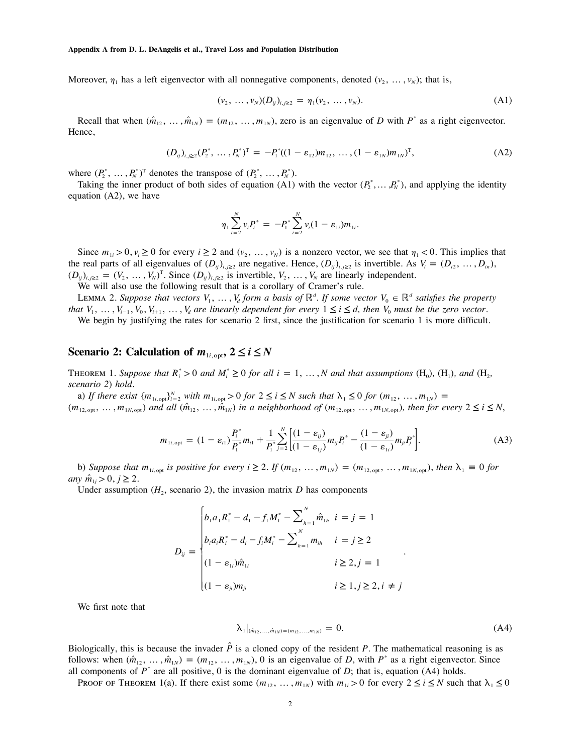Moreover, $\eta_1$ has a left eigenvector with all nonnegative components, denoted $(v_2, \ldots, v_N)$; that is,

$$(v_2, \ldots, v_N)(D_{ij})_{i,j\geq 2} = \eta_1(v_2, \ldots, v_N). \tag{A1}$$

Recall that when $(\hat{m}_{12}, \ldots, \hat{m}_{1N}) = (m_{12}, \ldots, m_{1N})$, zero is an eigenvalue of $D$ with $P^*$ as a right eigenvector. Hence,

$$(D_{ij})_{i,j\geq 2}(P_2^*, \ldots, P_N^*)^{\mathrm{T}} = -P_1^*((1-\varepsilon_{12})m_{12}, \ldots, (1-\varepsilon_{1N})m_{1N})^{\mathrm{T}}, \tag{A2}$$

where $(P_2^*, \ldots, P_N^*)^{\mathrm{T}}$ denotes the transpose of $(P_2^*, \ldots, P_N^*)$.

Taking the inner product of both sides of equation (A1) with the vector $(P_2^*, \ldots, P_N^*)$, and applying the identity equation (A2), we have

$$\eta_1 \sum_{i=2}^{N} v_i P_i^* = -P_1^* \sum_{i=2}^{N} v_i(1-\varepsilon_{1i})m_{1i}.$$

Since $m_{1i} > 0, v_i \geq 0$ for every $i \geq 2$ and $(v_2, \ldots, v_N)$ is a nonzero vector, we see that $\eta_1 < 0$. This implies that the real parts of all eigenvalues of $(D_{ij})_{i,j\geq 2}$ are negative. Hence, $(D_{ij})_{i,j\geq 2}$ is invertible. As $V_i = (D_{i2}, \ldots, D_{in})$, $(D_{ij})_{i,j\geq 2} = (V_2, \ldots, V_N)^{\mathrm{T}}$. Since $(D_{ij})_{i,j\geq 2}$ is invertible, $V_2, \ldots, V_N$ are linearly independent.

We will also use the following result that is a corollary of Cramer's rule.

Lemma 2. *Suppose that vectors $V_1, \ldots, V_d$ form a basis of $\mathbb{R}^d$. If some vector $V_0 \in \mathbb{R}^d$ satisfies the property that $V_1, \ldots, V_{i-1}, V_0, V_{i+1}, \ldots, V_d$ are linearly dependent for every $1 \leq i \leq d$, then $V_0$ must be the zero vector.*

We begin by justifying the rates for scenario 2 first, since the justification for scenario 1 is more difficult.

## Scenario 2: Calculation of $m_{1i,\mathrm{opt}}$, $2 \leq i \leq N$

Theorem 1. *Suppose that $R_i^* > 0$ and $M_i^* \geq 0$ for all $i = 1, \ldots, N$ and that assumptions* ($\mathrm{H}_0$), ($\mathrm{H}_1$), *and* ($\mathrm{H}_2$, *scenario 2*) *hold.*

a) *If there exist $\{m_{1i,\mathrm{opt}}\}_{i=2}^{N}$ with $m_{1i,\mathrm{opt}} > 0$ for $2 \leq i \leq N$ such that $\lambda_1 \leq 0$ for $(m_{12}, \ldots, m_{1N}) = (m_{12,\mathrm{opt}}, \ldots, m_{1N,\mathrm{opt}})$ and all $(\hat{m}_{12}, \ldots, \hat{m}_{1N})$ in a neighborhood of $(m_{12,\mathrm{opt}}, \ldots, m_{1N,\mathrm{opt}})$, then for every $2 \leq i \leq N$,*

$$m_{1i,\mathrm{opt}} = (1-\varepsilon_{i1})\frac{P_i^*}{P_1^*}m_{i1} + \frac{1}{P_1^*}\sum_{j=2}^{N}\left[\frac{(1-\varepsilon_{ij})}{(1-\varepsilon_{1j})}m_{ij}P_i^* - \frac{(1-\varepsilon_{ji})}{(1-\varepsilon_{1i})}m_{ji}P_j^*\right]. \tag{A3}$$

b) *Suppose that $m_{1i,\mathrm{opt}}$ is positive for every $i \geq 2$. If $(m_{12}, \ldots, m_{1N}) = (m_{12,\mathrm{opt}}, \ldots, m_{1N,\mathrm{opt}})$, then $\lambda_1 \equiv 0$ for any $\hat{m}_{1j} > 0$, $j \geq 2$.*

Under assumption ($H_2$, scenario 2), the invasion matrix $D$ has components

$$D_{ij} = \begin{cases} b_1 a_1 R_1^* - d_1 - f_1 M_1^* - \sum_{h=1}^{N} \hat{m}_{1h} & i = j = 1 \\ b_i a_i R_i^* - d_i - f_i M_i^* - \sum_{h=1}^{N} m_{ih} & i = j \geq 2 \\ (1-\varepsilon_{1i})\hat{m}_{1i} & i \geq 2, j = 1 \\ (1-\varepsilon_{ji})m_{ji} & i \geq 1, j \geq 2, i \neq j \end{cases}.$$

We first note that

$$\lambda_1|_{(\hat{m}_{12}, \ldots, \hat{m}_{1N}) = (m_{12}, \ldots, m_{1N})} = 0. \tag{A4}$$

Biologically, this is because the invader $\hat{P}$ is a cloned copy of the resident $P$. The mathematical reasoning is as follows: when $(\hat{m}_{12}, \ldots, \hat{m}_{1N}) = (m_{12}, \ldots, m_{1N})$, 0 is an eigenvalue of $D$, with $P^*$ as a right eigenvector. Since all components of $P^*$ are all positive, 0 is the dominant eigenvalue of $D$; that is, equation (A4) holds.

Proof of Theorem 1(a). If there exist some $(m_{12}, \ldots, m_{1N})$ with $m_{1i} > 0$ for every $2 \leq i \leq N$ such that $\lambda_1 \leq 0$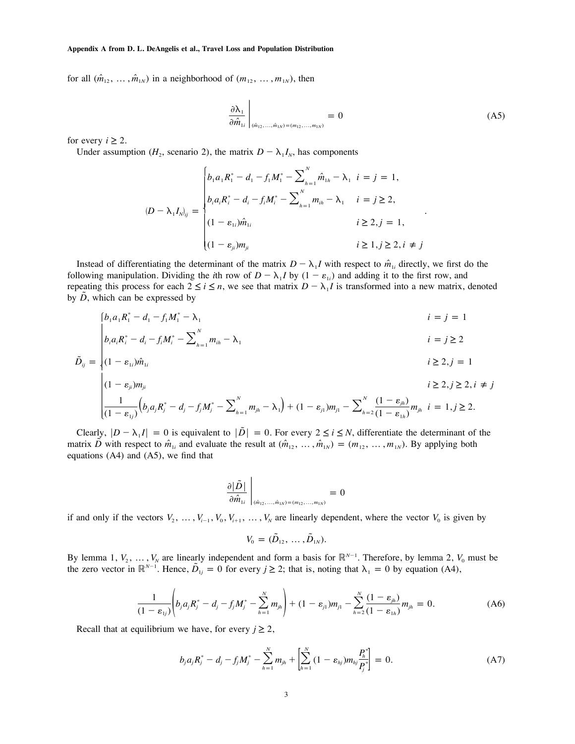for all $(\hat{m}_{12}, \ldots, \hat{m}_{1N})$ in a neighborhood of $(m_{12}, \ldots, m_{1N})$, then

$$\left.\frac{\partial \lambda_1}{\partial \hat{m}_{1i}}\right|_{(\hat{m}_{12},\ldots,\hat{m}_{1N})=(m_{12},\ldots,m_{1N})} = 0 \tag{A5}$$

for every $i \geq 2$.

Under assumption ($H_2$, scenario 2), the matrix $D - \lambda_1 I_N$, has components

$$(D - \lambda_1 I_N)_{ij} = \begin{cases} b_1 a_1 R_1^* - d_1 - f_1 M_1^* - \sum_{h=1}^{N} \hat{m}_{1h} - \lambda_1 & i = j = 1, \\ b_i a_i R_i^* - d_i - f_i M_i^* - \sum_{h=1}^{N} m_{ih} - \lambda_1 & i = j \geq 2, \\ (1 - \varepsilon_{1i})\hat{m}_{1i} & i \geq 2, j = 1, \\ (1 - \varepsilon_{ji}) m_{ji} & i \geq 1, j \geq 2, i \neq j \end{cases}.$$

Instead of differentiating the determinant of the matrix $D - \lambda_1 I$ with respect to $\hat{m}_{1i}$ directly, we first do the following manipulation. Dividing the $i$th row of $D - \lambda_1 I$ by $(1 - \varepsilon_{1i})$ and adding it to the first row, and repeating this process for each $2 \leq i \leq n$, we see that matrix $D - \lambda_1 I$ is transformed into a new matrix, denoted by $\tilde{D}$, which can be expressed by

$$\tilde{D}_{ij} = \begin{cases} b_1 a_1 R_1^* - d_1 - f_1 M_1^* - \lambda_1 & i = j = 1 \\ b_i a_i R_i^* - d_i - f_i M_i^* - \sum_{h=1}^{N} m_{ih} - \lambda_1 & i = j \geq 2 \\ (1 - \varepsilon_{1i})\hat{m}_{1i} & i \geq 2, j = 1 \\ (1 - \varepsilon_{ji}) m_{ji} & i \geq 2, j \geq 2, i \neq j \\ \dfrac{1}{(1 - \varepsilon_{1j})}\left(b_j a_j R_j^* - d_j - f_j M_j^* - \sum_{h=1}^{N} m_{jh} - \lambda_1\right) + (1 - \varepsilon_{j1}) m_{j1} - \sum_{h=2}^{N} \dfrac{(1 - \varepsilon_{jh})}{(1 - \varepsilon_{1h})} m_{jh} & i = 1, j \geq 2. \end{cases}$$

Clearly, $|D - \lambda_1 I| = 0$ is equivalent to $|\tilde{D}| = 0$. For every $2 \leq i \leq N$, differentiate the determinant of the matrix $\tilde{D}$ with respect to $\hat{m}_{1i}$ and evaluate the result at $(\hat{m}_{12}, \ldots, \hat{m}_{1N}) = (m_{12}, \ldots, m_{1N})$. By applying both equations (A4) and (A5), we find that

$$\left.\frac{\partial |\tilde{D}|}{\partial \hat{m}_{1i}}\right|_{(\hat{m}_{12},\ldots,\hat{m}_{1N})=(m_{12},\ldots,m_{1N})} = 0$$

if and only if the vectors $V_2, \ldots, V_{i-1}, V_0, V_{i+1}, \ldots, V_N$ are linearly dependent, where the vector $V_0$ is given by

$$V_0 = (\tilde{D}_{12}, \ldots, \tilde{D}_{1N}).$$

By lemma 1, $V_2, \ldots, V_N$ are linearly independent and form a basis for $\mathbb{R}^{N-1}$. Therefore, by lemma 2, $V_0$ must be the zero vector in $\mathbb{R}^{N-1}$. Hence, $\tilde{D}_{1j} = 0$ for every $j \geq 2$; that is, noting that $\lambda_1 = 0$ by equation (A4),

$$\frac{1}{(1 - \varepsilon_{1j})}\left(b_j a_j R_j^* - d_j - f_j M_j^* - \sum_{h=1}^{N} m_{jh}\right) + (1 - \varepsilon_{j1}) m_{j1} - \sum_{h=2}^{N} \frac{(1 - \varepsilon_{jh})}{(1 - \varepsilon_{1h})} m_{jh} = 0. \tag{A6}$$

Recall that at equilibrium we have, for every $j \geq 2$,

$$b_j a_j R_j^* - d_j - f_j M_j^* - \sum_{h=1}^{N} m_{jh} + \left[\sum_{h=1}^{N} (1 - \varepsilon_{hj}) m_{hj} \frac{P_h^*}{P_j^*}\right] = 0. \tag{A7}$$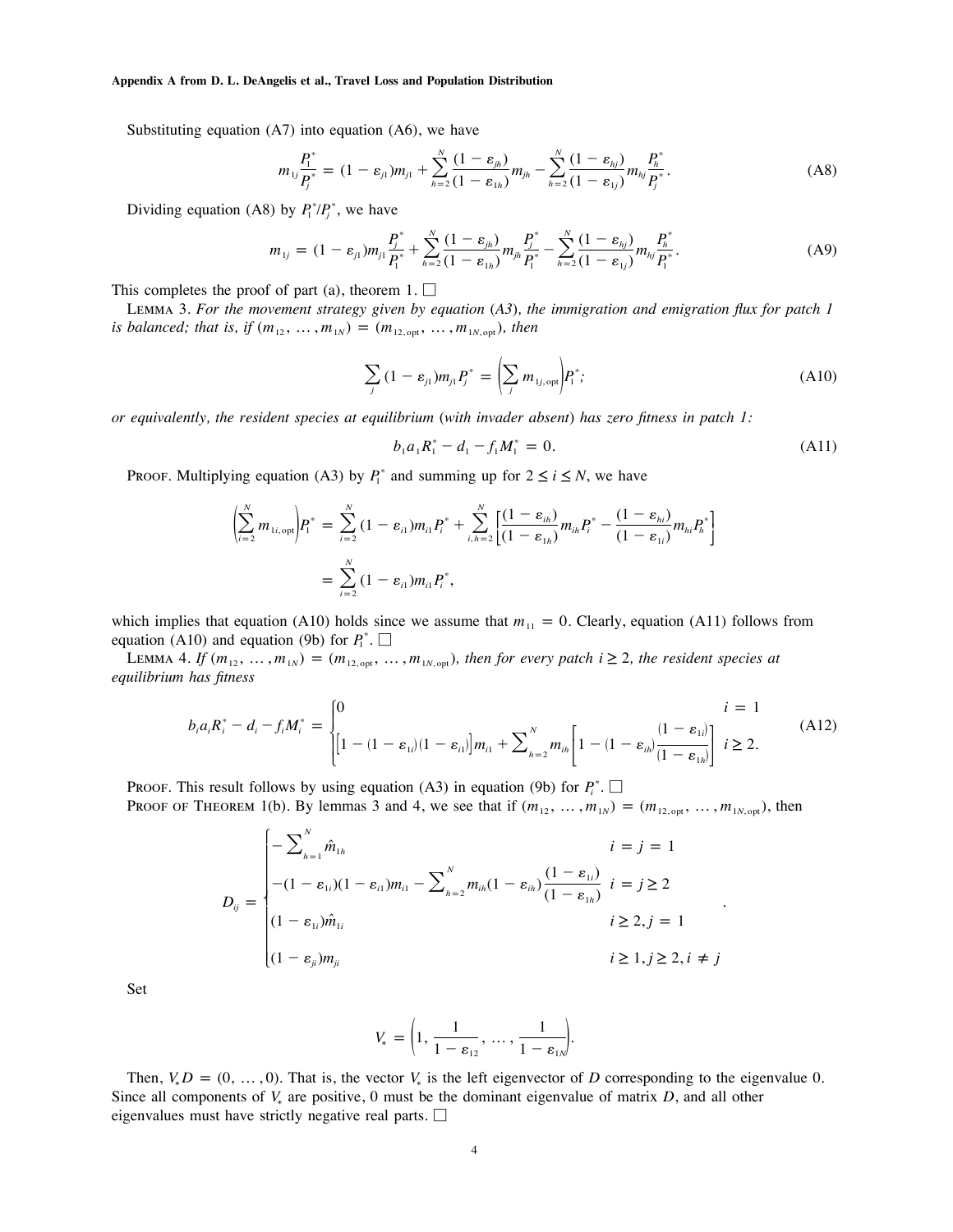Substituting equation (A7) into equation (A6), we have

$$m_{1j}\frac{P_1^*}{P_j^*} = (1-\varepsilon_{j1})m_{j1} + \sum_{h=2}^{N}\frac{(1-\varepsilon_{jh})}{(1-\varepsilon_{1h})}m_{jh} - \sum_{h=2}^{N}\frac{(1-\varepsilon_{hj})}{(1-\varepsilon_{1j})}m_{hj}\frac{P_h^*}{P_j^*}. \tag{A8}$$

Dividing equation (A8) by $P_1^*/P_j^*$, we have

$$m_{1j} = (1-\varepsilon_{j1})m_{j1}\frac{P_j^*}{P_1^*} + \sum_{h=2}^{N}\frac{(1-\varepsilon_{jh})}{(1-\varepsilon_{1h})}m_{jh}\frac{P_j^*}{P_1^*} - \sum_{h=2}^{N}\frac{(1-\varepsilon_{hj})}{(1-\varepsilon_{1j})}m_{hj}\frac{P_h^*}{P_1^*}. \tag{A9}$$

This completes the proof of part (a), theorem 1. □

LEMMA 3. *For the movement strategy given by equation (A3), the immigration and emigration flux for patch 1 is balanced; that is, if* $(m_{12}, \ldots, m_{1N}) = (m_{12,\text{opt}}, \ldots, m_{1N,\text{opt}})$, *then*

$$\sum_j (1-\varepsilon_{j1})m_{j1}P_j^* = \left(\sum_j m_{1j,\text{opt}}\right)P_1^*; \tag{A10}$$

*or equivalently, the resident species at equilibrium (with invader absent) has zero fitness in patch 1:*

$$b_1 a_1 R_1^* - d_1 - f_1 M_1^* = 0. \tag{A11}$$

PROOF. Multiplying equation (A3) by $P_i^*$ and summing up for $2 \le i \le N$, we have

$$\begin{aligned}\left(\sum_{i=2}^{N} m_{1i,\text{opt}}\right)P_1^* &= \sum_{i=2}^{N}(1-\varepsilon_{i1})m_{i1}P_i^* + \sum_{i,h=2}^{N}\left[\frac{(1-\varepsilon_{ih})}{(1-\varepsilon_{1h})}m_{ih}P_i^* - \frac{(1-\varepsilon_{hi})}{(1-\varepsilon_{1i})}m_{hi}P_h^*\right]\\ &= \sum_{i=2}^{N}(1-\varepsilon_{i1})m_{i1}P_i^*,\end{aligned}$$

which implies that equation (A10) holds since we assume that $m_{11} = 0$. Clearly, equation (A11) follows from equation (A10) and equation (9b) for $P_1^*$. □

LEMMA 4. *If* $(m_{12}, \ldots, m_{1N}) = (m_{12,\text{opt}}, \ldots, m_{1N,\text{opt}})$, *then for every patch* $i \ge 2$, *the resident species at equilibrium has fitness*

$$b_i a_i R_i^* - d_i - f_i M_i^* = \begin{cases} 0 & i = 1 \\ \left[1-(1-\varepsilon_{1i})(1-\varepsilon_{i1})\right]m_{i1} + \sum_{h=2}^{N} m_{ih}\left[1-(1-\varepsilon_{ih})\dfrac{(1-\varepsilon_{1i})}{(1-\varepsilon_{1h})}\right] & i \ge 2. \end{cases} \tag{A12}$$

PROOF. This result follows by using equation (A3) in equation (9b) for $P_i^*$. □

PROOF OF THEOREM 1(b). By lemmas 3 and 4, we see that if $(m_{12}, \ldots, m_{1N}) = (m_{12,\text{opt}}, \ldots, m_{1N,\text{opt}})$, then

$$D_{ij} = \begin{cases} -\sum_{h=1}^{N}\hat{m}_{1h} & i = j = 1 \\ -(1-\varepsilon_{1i})(1-\varepsilon_{i1})m_{i1} - \sum_{h=2}^{N} m_{ih}(1-\varepsilon_{ih})\dfrac{(1-\varepsilon_{1i})}{(1-\varepsilon_{1h})} & i = j \ge 2 \\ (1-\varepsilon_{1i})\hat{m}_{1i} & i \ge 2, j = 1 \\ (1-\varepsilon_{ji})m_{ji} & i \ge 1, j \ge 2, i \ne j \end{cases}.$$

Set

$$V_* = \left(1, \frac{1}{1-\varepsilon_{12}}, \ldots, \frac{1}{1-\varepsilon_{1N}}\right).$$

Then, $V_* D = (0, \ldots, 0)$. That is, the vector $V_*$ is the left eigenvector of $D$ corresponding to the eigenvalue 0. Since all components of $V_*$ are positive, 0 must be the dominant eigenvalue of matrix $D$, and all other eigenvalues must have strictly negative real parts. □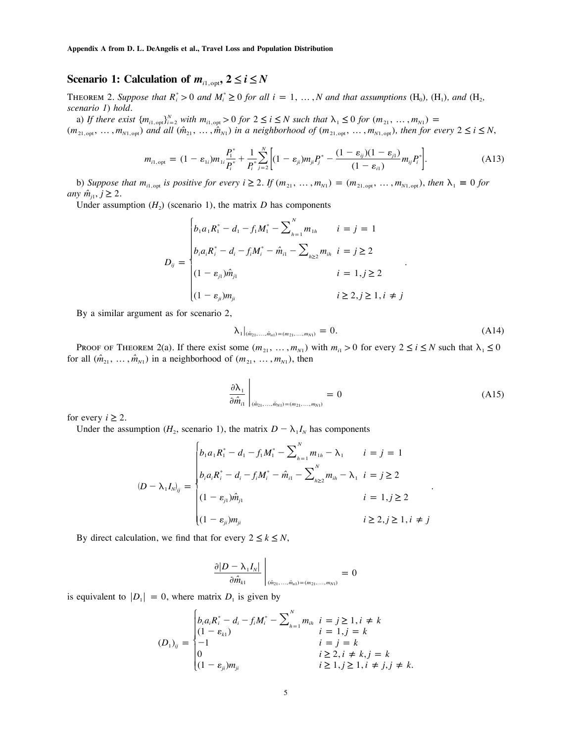## Scenario 1: Calculation of $m_{i1,\mathrm{opt}}$, $2 \le i \le N$

THEOREM 2. *Suppose that $R_i^* > 0$ and $M_i^* \ge 0$ for all $i = 1, \ldots, N$ and that assumptions* ($H_0$), ($H_1$)*, and* ($H_2$, *scenario 1*) *hold*.

a) *If there exist $\{m_{i1,\mathrm{opt}}\}_{i=2}^N$ with $m_{i1,\mathrm{opt}} > 0$ for $2 \le i \le N$ such that $\lambda_1 \le 0$ for $(m_{21}, \ldots, m_{N1}) = (m_{21,\mathrm{opt}}, \ldots, m_{N1,\mathrm{opt}})$ and all $(\hat{m}_{21}, \ldots, \hat{m}_{N1})$ in a neighborhood of $(m_{21,\mathrm{opt}}, \ldots, m_{N1,\mathrm{opt}})$, then for every $2 \le i \le N$,*

$$m_{i1,\mathrm{opt}} = (1-\varepsilon_{1i}) m_{1i} \frac{P_1^*}{P_i^*} + \frac{1}{P_i^*} \sum_{j=2}^{N} \left[ (1-\varepsilon_{ji}) m_{ji} P_j^* - \frac{(1-\varepsilon_{ij})(1-\varepsilon_{j1})}{(1-\varepsilon_{i1})} m_{ij} P_i^* \right]. \tag{A13}$$

b) *Suppose that $m_{i1,\mathrm{opt}}$ is positive for every $i \ge 2$. If $(m_{21}, \ldots, m_{N1}) = (m_{21,\mathrm{opt}}, \ldots, m_{N1,\mathrm{opt}})$, then $\lambda_1 \equiv 0$ for any $\hat{m}_{j1}$, $j \ge 2$.*

Under assumption ($H_2$) (scenario 1), the matrix $D$ has components

$$D_{ij} = \begin{cases} b_1 a_1 R_1^* - d_1 - f_1 M_1^* - \sum_{h=1}^{N} m_{1h} & i = j = 1 \\ b_i a_i R_i^* - d_i - f_i M_i^* - \hat{m}_{i1} - \sum_{h \ge 2} m_{ih} & i = j \ge 2 \\ (1-\varepsilon_{j1}) \hat{m}_{j1} & i = 1, j \ge 2 \\ (1-\varepsilon_{ji}) m_{ji} & i \ge 2, j \ge 1, i \ne j \end{cases}.$$

By a similar argument as for scenario 2,

$$\lambda_1 \big|_{(\hat{m}_{21}, \ldots, \hat{m}_{n1}) = (m_{21}, \ldots, m_{N1})} = 0. \tag{A14}$$

PROOF OF THEOREM 2(a). If there exist some $(m_{21}, \ldots, m_{N1})$ with $m_{i1} > 0$ for every $2 \le i \le N$ such that $\lambda_1 \le 0$ for all $(\hat{m}_{21}, \ldots, \hat{m}_{N1})$ in a neighborhood of $(m_{21}, \ldots, m_{N1})$, then

$$\frac{\partial \lambda_1}{\partial \hat{m}_{i1}} \bigg|_{(\hat{m}_{21}, \ldots, \hat{m}_{N1}) = (m_{21}, \ldots, m_{N1})} = 0 \tag{A15}$$

for every $i \ge 2$.

Under the assumption ($H_2$, scenario 1), the matrix $D - \lambda_1 I_N$ has components

$$(D - \lambda_1 I_N)_{ij} = \begin{cases} b_1 a_1 R_1^* - d_1 - f_1 M_1^* - \sum_{h=1}^{N} m_{1h} - \lambda_1 & i = j = 1 \\ b_i a_i R_i^* - d_i - f_i M_i^* - \hat{m}_{i1} - \sum_{h \ge 2}^{N} m_{ih} - \lambda_1 & i = j \ge 2 \\ (1-\varepsilon_{j1}) \hat{m}_{j1} & i = 1, j \ge 2 \\ (1-\varepsilon_{ji}) m_{ji} & i \ge 2, j \ge 1, i \ne j \end{cases}.$$

By direct calculation, we find that for every $2 \le k \le N$,

$$\frac{\partial |D - \lambda_1 I_N|}{\partial \hat{m}_{k1}} \bigg|_{(\hat{m}_{21}, \ldots, \hat{m}_{n1}) = (m_{21}, \ldots, m_{N1})} = 0$$

is equivalent to $|D_1| = 0$, where matrix $D_1$ is given by

$$(D_1)_{ij} = \begin{cases} b_i a_i R_i^* - d_i - f_i M_i^* - \sum_{h=1}^{N} m_{ih} & i = j \ge 1, i \ne k \\ (1-\varepsilon_{k1}) & i = 1, j = k \\ -1 & i = j = k \\ 0 & i \ge 2, i \ne k, j = k \\ (1-\varepsilon_{ji}) m_{ji} & i \ge 1, j \ge 1, i \ne j, j \ne k. \end{cases}$$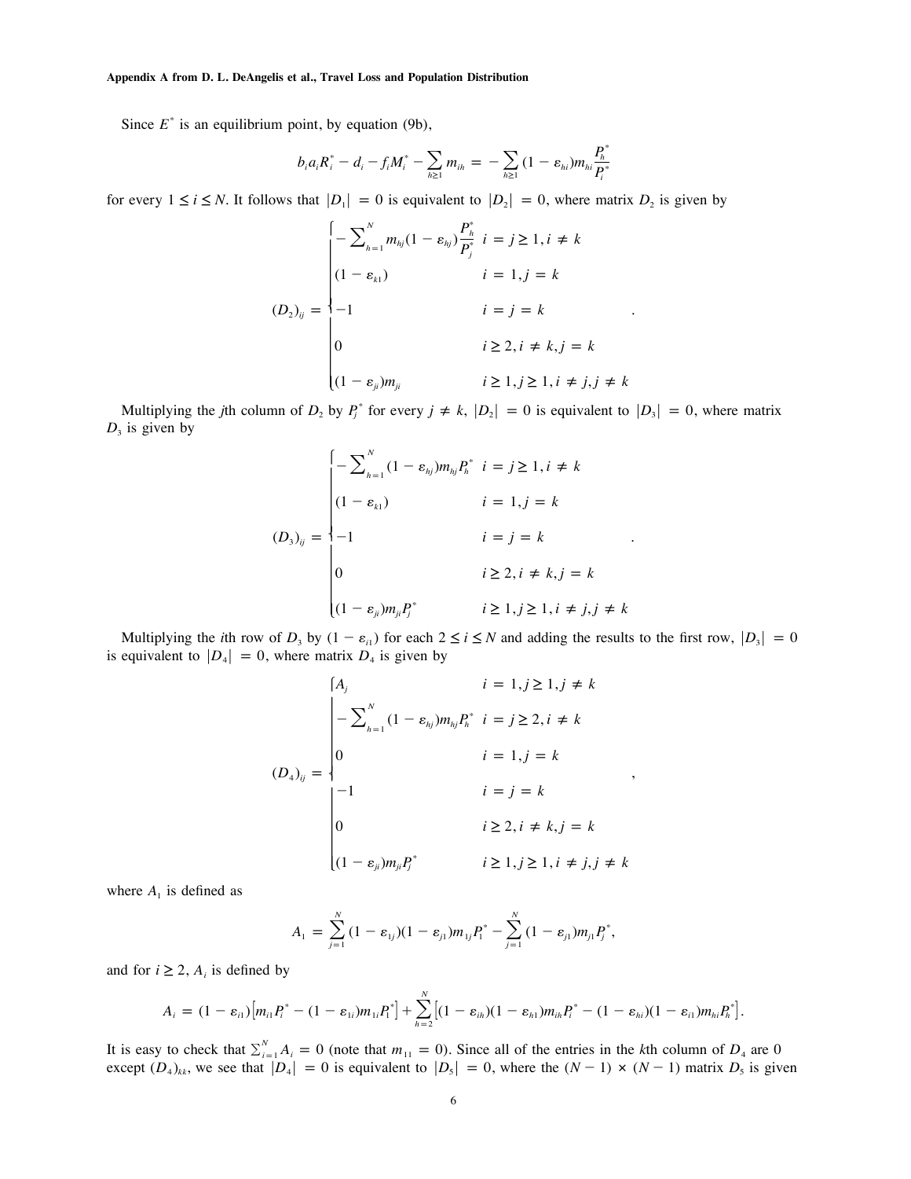Since $E^*$ is an equilibrium point, by equation (9b),

$$b_i a_i R_i^* - d_i - f_i M_i^* - \sum_{h \geq 1} m_{ih} = -\sum_{h \geq 1} (1 - \varepsilon_{hi}) m_{hi} \frac{P_h^*}{P_i^*}$$

for every $1 \leq i \leq N$. It follows that $|D_1| = 0$ is equivalent to $|D_2| = 0$, where matrix $D_2$ is given by

$$(D_2)_{ij} = \begin{cases} -\sum_{h=1}^{N} m_{hj}(1 - \varepsilon_{hj}) \dfrac{P_h^*}{P_j^*} & i = j \geq 1, i \neq k \\ (1 - \varepsilon_{k1}) & i = 1, j = k \\ -1 & i = j = k \\ 0 & i \geq 2, i \neq k, j = k \\ (1 - \varepsilon_{ji}) m_{ji} & i \geq 1, j \geq 1, i \neq j, j \neq k \end{cases}.$$

Multiplying the $j$th column of $D_2$ by $P_j^*$ for every $j \neq k$, $|D_2| = 0$ is equivalent to $|D_3| = 0$, where matrix $D_3$ is given by

$$(D_3)_{ij} = \begin{cases} -\sum_{h=1}^{N} (1 - \varepsilon_{hj}) m_{hj} P_h^* & i = j \geq 1, i \neq k \\ (1 - \varepsilon_{k1}) & i = 1, j = k \\ -1 & i = j = k \\ 0 & i \geq 2, i \neq k, j = k \\ (1 - \varepsilon_{ji}) m_{ji} P_j^* & i \geq 1, j \geq 1, i \neq j, j \neq k \end{cases}.$$

Multiplying the $i$th row of $D_3$ by $(1 - \varepsilon_{i1})$ for each $2 \leq i \leq N$ and adding the results to the first row, $|D_3| = 0$ is equivalent to $|D_4| = 0$, where matrix $D_4$ is given by

$$(D_4)_{ij} = \begin{cases} A_j & i = 1, j \geq 1, j \neq k \\ -\sum_{h=1}^{N} (1 - \varepsilon_{hj}) m_{hj} P_h^* & i = j \geq 2, i \neq k \\ 0 & i = 1, j = k \\ -1 & i = j = k \\ 0 & i \geq 2, i \neq k, j = k \\ (1 - \varepsilon_{ji}) m_{ji} P_j^* & i \geq 1, j \geq 1, i \neq j, j \neq k \end{cases},$$

where $A_1$ is defined as

$$A_1 = \sum_{j=1}^{N} (1 - \varepsilon_{1j})(1 - \varepsilon_{j1}) m_{1j} P_1^* - \sum_{j=1}^{N} (1 - \varepsilon_{j1}) m_{j1} P_j^*,$$

and for $i \geq 2$, $A_i$ is defined by

$$A_i = (1 - \varepsilon_{i1})\left[m_{i1} P_i^* - (1 - \varepsilon_{1i}) m_{1i} P_1^*\right] + \sum_{h=2}^{N} \left[(1 - \varepsilon_{ih})(1 - \varepsilon_{h1}) m_{ih} P_i^* - (1 - \varepsilon_{hi})(1 - \varepsilon_{i1}) m_{hi} P_h^*\right].$$

It is easy to check that $\sum_{i=1}^{N} A_i = 0$ (note that $m_{11} = 0$). Since all of the entries in the $k$th column of $D_4$ are 0 except $(D_4)_{kk}$, we see that $|D_4| = 0$ is equivalent to $|D_5| = 0$, where the $(N - 1) \times (N - 1)$ matrix $D_5$ is given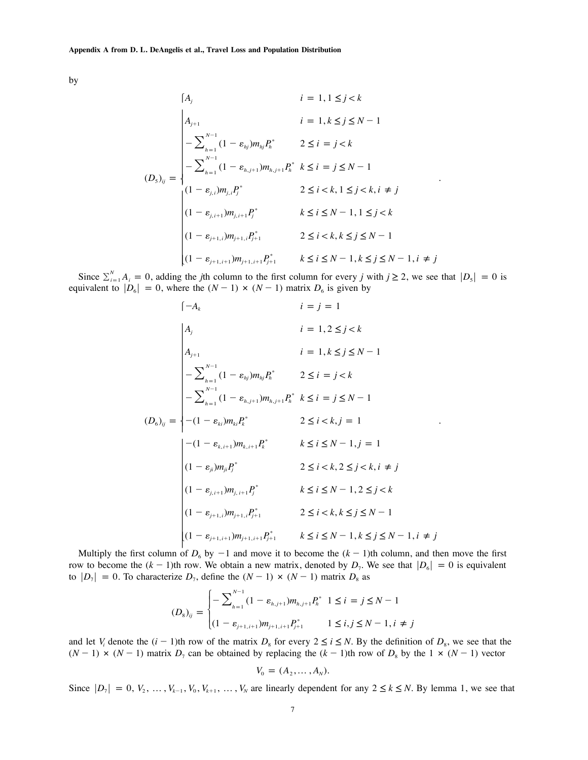by

$$
(D_5)_{ij} = \begin{cases}
A_j & i = 1, 1 \leq j < k \\
A_{j+1} & i = 1, k \leq j \leq N-1 \\
-\sum_{h=1}^{N-1} (1-\varepsilon_{hj}) m_{hj} P_h^* & 2 \leq i = j < k \\
-\sum_{h=1}^{N-1} (1-\varepsilon_{h,j+1}) m_{h,j+1} P_h^* & k \leq i = j \leq N-1 \\
(1-\varepsilon_{j,i}) m_{j,i} P_j^* & 2 \leq i < k, 1 \leq j < k, i \neq j \\
(1-\varepsilon_{j,i+1}) m_{j,i+1} P_j^* & k \leq i \leq N-1, 1 \leq j < k \\
(1-\varepsilon_{j+1,i}) m_{j+1,i} P_{j+1}^* & 2 \leq i < k, k \leq j \leq N-1 \\
(1-\varepsilon_{j+1,i+1}) m_{j+1,i+1} P_{j+1}^* & k \leq i \leq N-1, k \leq j \leq N-1, i \neq j
\end{cases}.
$$

Since $\sum_{i=1}^{N} A_i = 0$, adding the $j$th column to the first column for every $j$ with $j \geq 2$, we see that $|D_5| = 0$ is equivalent to $|D_6| = 0$, where the $(N-1) \times (N-1)$ matrix $D_6$ is given by

$$
(D_6)_{ij} = \begin{cases}
-A_k & i = j = 1 \\
A_j & i = 1, 2 \leq j < k \\
A_{j+1} & i = 1, k \leq j \leq N-1 \\
-\sum_{h=1}^{N-1} (1-\varepsilon_{hj}) m_{hj} P_h^* & 2 \leq i = j < k \\
-\sum_{h=1}^{N-1} (1-\varepsilon_{h,j+1}) m_{h,j+1} P_h^* & k \leq i = j \leq N-1 \\
-(1-\varepsilon_{ki}) m_{ki} P_k^* & 2 \leq i < k, j = 1 \\
-(1-\varepsilon_{k,i+1}) m_{k,i+1} P_k^* & k \leq i \leq N-1, j = 1 \\
(1-\varepsilon_{ji}) m_{ji} P_j^* & 2 \leq i < k, 2 \leq j < k, i \neq j \\
(1-\varepsilon_{j,i+1}) m_{j,i+1} P_j^* & k \leq i \leq N-1, 2 \leq j < k \\
(1-\varepsilon_{j+1,i}) m_{j+1,i} P_{j+1}^* & 2 \leq i < k, k \leq j \leq N-1 \\
(1-\varepsilon_{j+1,i+1}) m_{j+1,i+1} P_{j+1}^* & k \leq i \leq N-1, k \leq j \leq N-1, i \neq j
\end{cases}.
$$

Multiply the first column of $D_6$ by $-1$ and move it to become the $(k-1)$th column, and then move the first row to become the $(k-1)$th row. We obtain a new matrix, denoted by $D_7$. We see that $|D_6| = 0$ is equivalent to $|D_7| = 0$. To characterize $D_7$, define the $(N-1) \times (N-1)$ matrix $D_8$ as

$$
(D_8)_{ij} = \begin{cases}
-\sum_{h=1}^{N-1} (1-\varepsilon_{h,j+1}) m_{h,j+1} P_h^* & 1 \leq i = j \leq N-1 \\
(1-\varepsilon_{j+1,i+1}) m_{j+1,i+1} P_{j+1}^* & 1 \leq i, j \leq N-1, i \neq j
\end{cases}
$$

and let $V_i$ denote the $(i-1)$th row of the matrix $D_8$ for every $2 \leq i \leq N$. By the definition of $D_8$, we see that the $(N-1) \times (N-1)$ matrix $D_7$ can be obtained by replacing the $(k-1)$th row of $D_8$ by the $1 \times (N-1)$ vector

$$
V_0 = (A_2, \ldots, A_N).
$$

Since $|D_7| = 0$, $V_2, \ldots, V_{k-1}, V_0, V_{k+1}, \ldots, V_N$ are linearly dependent for any $2 \leq k \leq N$. By lemma 1, we see that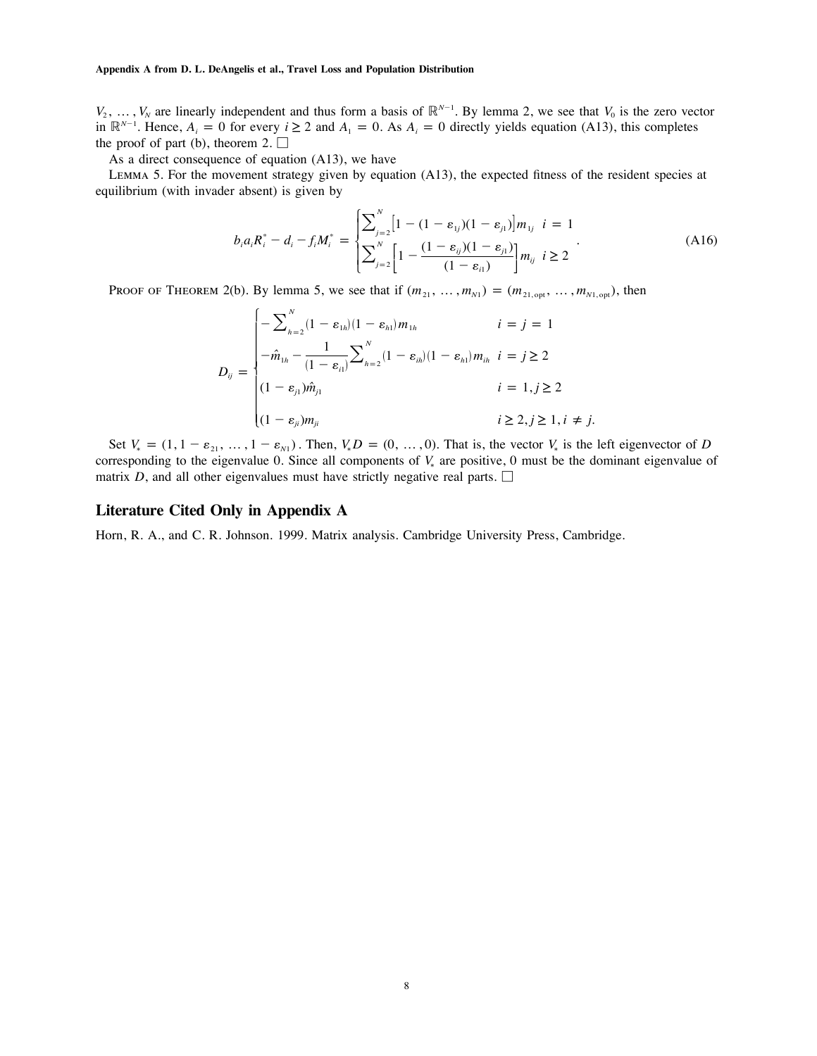$V_2, \dots, V_N$ are linearly independent and thus form a basis of $\mathbb{R}^{N-1}$. By lemma 2, we see that $V_0$ is the zero vector in $\mathbb{R}^{N-1}$. Hence, $A_i = 0$ for every $i \geq 2$ and $A_1 = 0$. As $A_i = 0$ directly yields equation (A13), this completes the proof of part (b), theorem 2. □

As a direct consequence of equation (A13), we have

Lemma 5. For the movement strategy given by equation (A13), the expected fitness of the resident species at equilibrium (with invader absent) is given by

$$b_i a_i R_i^* - d_i - f_i M_i^* = \begin{cases} \sum_{j=2}^{N} \left[1 - (1-\varepsilon_{1j})(1-\varepsilon_{j1})\right] m_{1j} & i = 1 \\ \sum_{j=2}^{N} \left[1 - \dfrac{(1-\varepsilon_{ij})(1-\varepsilon_{j1})}{(1-\varepsilon_{i1})}\right] m_{ij} & i \geq 2 \end{cases}. \tag{A16}$$

Proof of Theorem 2(b). By lemma 5, we see that if $(m_{21}, \dots, m_{N1}) = (m_{21,\text{opt}}, \dots, m_{N1,\text{opt}})$, then

$$D_{ij} = \begin{cases} -\sum_{h=2}^{N} (1-\varepsilon_{1h})(1-\varepsilon_{h1}) m_{1h} & i = j = 1 \\ -\hat{m}_{1h} - \dfrac{1}{(1-\varepsilon_{i1})} \sum_{h=2}^{N} (1-\varepsilon_{ih})(1-\varepsilon_{h1}) m_{ih} & i = j \geq 2 \\ (1-\varepsilon_{j1})\hat{m}_{j1} & i = 1, j \geq 2 \\ (1-\varepsilon_{ji}) m_{ji} & i \geq 2, j \geq 1, i \neq j. \end{cases}$$

Set $V_* = (1, 1-\varepsilon_{21}, \dots, 1-\varepsilon_{N1})$. Then, $V_* D = (0, \dots, 0)$. That is, the vector $V_*$ is the left eigenvector of $D$ corresponding to the eigenvalue 0. Since all components of $V_*$ are positive, 0 must be the dominant eigenvalue of matrix $D$, and all other eigenvalues must have strictly negative real parts. □

## Literature Cited Only in Appendix A

Horn, R. A., and C. R. Johnson. 1999. Matrix analysis. Cambridge University Press, Cambridge.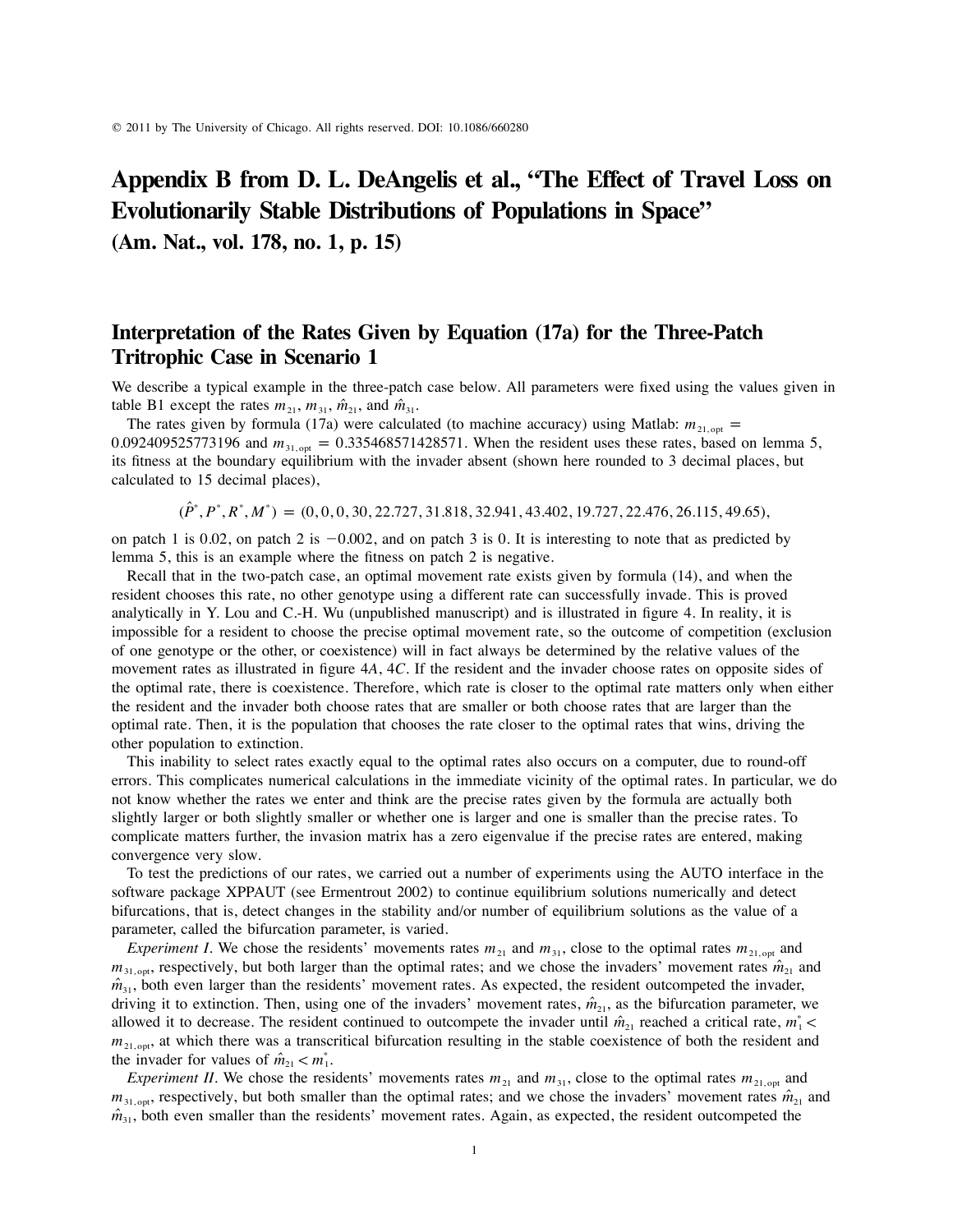© 2011 by The University of Chicago. All rights reserved. DOI: 10.1086/660280

# Appendix B from D. L. DeAngelis et al., "The Effect of Travel Loss on Evolutionarily Stable Distributions of Populations in Space" (Am. Nat., vol. 178, no. 1, p. 15)

## Interpretation of the Rates Given by Equation (17a) for the Three-Patch Tritrophic Case in Scenario 1

We describe a typical example in the three-patch case below. All parameters were fixed using the values given in table B1 except the rates $m_{21}$, $m_{31}$, $\hat{m}_{21}$, and $\hat{m}_{31}$.

The rates given by formula (17a) were calculated (to machine accuracy) using Matlab: $m_{21,\mathrm{opt}} = 0.092409525773196$ and $m_{31,\mathrm{opt}} = 0.335468571428571$. When the resident uses these rates, based on lemma 5, its fitness at the boundary equilibrium with the invader absent (shown here rounded to 3 decimal places, but calculated to 15 decimal places),

$$(\hat{P}^{*}, P^{*}, R^{*}, M^{*}) = (0, 0, 0, 30, 22.727, 31.818, 32.941, 43.402, 19.727, 22.476, 26.115, 49.65),$$

on patch 1 is 0.02, on patch 2 is $-0.002$, and on patch 3 is 0. It is interesting to note that as predicted by lemma 5, this is an example where the fitness on patch 2 is negative.

Recall that in the two-patch case, an optimal movement rate exists given by formula (14), and when the resident chooses this rate, no other genotype using a different rate can successfully invade. This is proved analytically in Y. Lou and C.-H. Wu (unpublished manuscript) and is illustrated in figure 4. In reality, it is impossible for a resident to choose the precise optimal movement rate, so the outcome of competition (exclusion of one genotype or the other, or coexistence) will in fact always be determined by the relative values of the movement rates as illustrated in figure 4*A*, 4*C*. If the resident and the invader choose rates on opposite sides of the optimal rate, there is coexistence. Therefore, which rate is closer to the optimal rate matters only when either the resident and the invader both choose rates that are smaller or both choose rates that are larger than the optimal rate. Then, it is the population that chooses the rate closer to the optimal rates that wins, driving the other population to extinction.

This inability to select rates exactly equal to the optimal rates also occurs on a computer, due to round-off errors. This complicates numerical calculations in the immediate vicinity of the optimal rates. In particular, we do not know whether the rates we enter and think are the precise rates given by the formula are actually both slightly larger or both slightly smaller or whether one is larger and one is smaller than the precise rates. To complicate matters further, the invasion matrix has a zero eigenvalue if the precise rates are entered, making convergence very slow.

To test the predictions of our rates, we carried out a number of experiments using the AUTO interface in the software package XPPAUT (see Ermentrout 2002) to continue equilibrium solutions numerically and detect bifurcations, that is, detect changes in the stability and/or number of equilibrium solutions as the value of a parameter, called the bifurcation parameter, is varied.

*Experiment I.* We chose the residents' movements rates $m_{21}$ and $m_{31}$, close to the optimal rates $m_{21,\mathrm{opt}}$ and $m_{31,\mathrm{opt}}$, respectively, but both larger than the optimal rates; and we chose the invaders' movement rates $\hat{m}_{21}$ and $\hat{m}_{31}$, both even larger than the residents' movement rates. As expected, the resident outcompeted the invader, driving it to extinction. Then, using one of the invaders' movement rates, $\hat{m}_{21}$, as the bifurcation parameter, we allowed it to decrease. The resident continued to outcompete the invader until $\hat{m}_{21}$ reached a critical rate, $m_1^{*} < m_{21,\mathrm{opt}}$, at which there was a transcritical bifurcation resulting in the stable coexistence of both the resident and the invader for values of $\hat{m}_{21} < m_1^{*}$.

*Experiment II.* We chose the residents' movements rates $m_{21}$ and $m_{31}$, close to the optimal rates $m_{21,\mathrm{opt}}$ and $m_{31,\mathrm{opt}}$, respectively, but both smaller than the optimal rates; and we chose the invaders' movement rates $\hat{m}_{21}$ and $\hat{m}_{31}$, both even smaller than the residents' movement rates. Again, as expected, the resident outcompeted the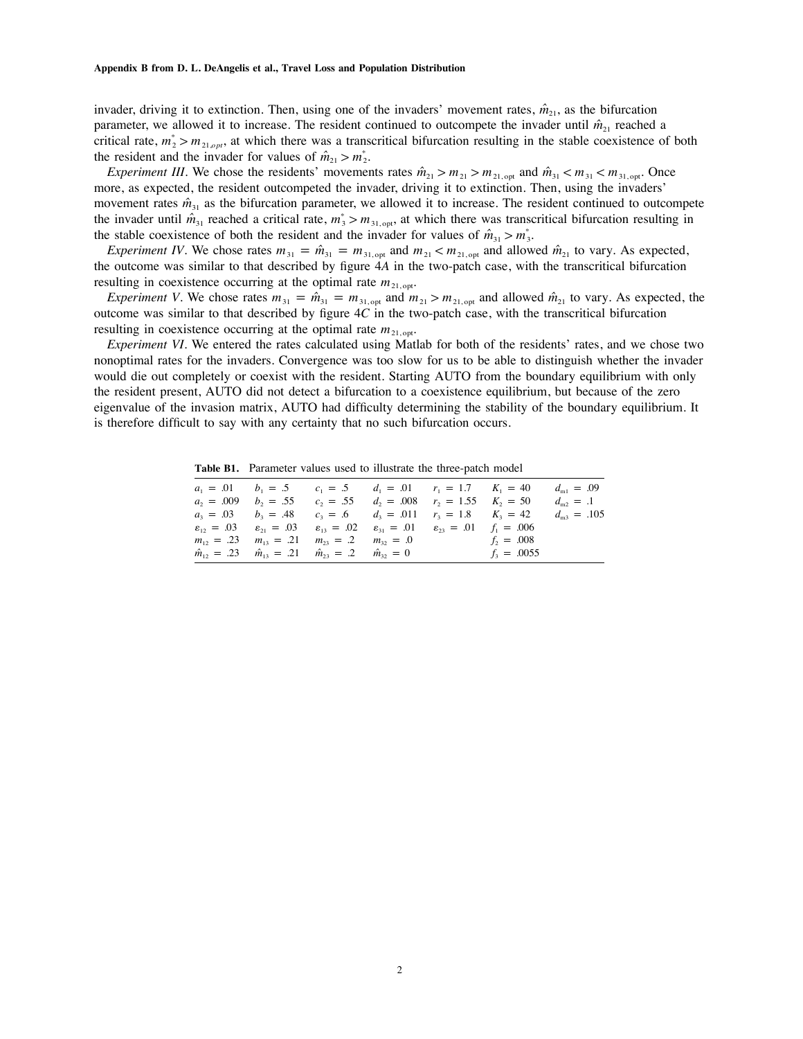invader, driving it to extinction. Then, using one of the invaders' movement rates, $\hat{m}_{21}$, as the bifurcation parameter, we allowed it to increase. The resident continued to outcompete the invader until $\hat{m}_{21}$ reached a critical rate, $m_2^* > m_{21,opt}$, at which there was a transcritical bifurcation resulting in the stable coexistence of both the resident and the invader for values of $\hat{m}_{21} > m_2^*$.

*Experiment III*. We chose the residents' movements rates $\hat{m}_{21} > m_{21} > m_{21,\text{opt}}$ and $\hat{m}_{31} < m_{31} < m_{31,\text{opt}}$. Once more, as expected, the resident outcompeted the invader, driving it to extinction. Then, using the invaders' movement rates $\hat{m}_{31}$ as the bifurcation parameter, we allowed it to increase. The resident continued to outcompete the invader until $\hat{m}_{31}$ reached a critical rate, $m_3^* > m_{31,\text{opt}}$, at which there was transcritical bifurcation resulting in the stable coexistence of both the resident and the invader for values of $\hat{m}_{31} > m_3^*$.

*Experiment IV*. We chose rates $m_{31} = \hat{m}_{31} = m_{31,\text{opt}}$ and $m_{21} < m_{21,\text{opt}}$ and allowed $\hat{m}_{21}$ to vary. As expected, the outcome was similar to that described by figure 4*A* in the two-patch case, with the transcritical bifurcation resulting in coexistence occurring at the optimal rate $m_{21,\text{opt}}$.

*Experiment V*. We chose rates $m_{31} = \hat{m}_{31} = m_{31,\text{opt}}$ and $m_{21} > m_{21,\text{opt}}$ and allowed $\hat{m}_{21}$ to vary. As expected, the outcome was similar to that described by figure 4*C* in the two-patch case, with the transcritical bifurcation resulting in coexistence occurring at the optimal rate $m_{21,\text{opt}}$.

*Experiment VI*. We entered the rates calculated using Matlab for both of the residents' rates, and we chose two nonoptimal rates for the invaders. Convergence was too slow for us to be able to distinguish whether the invader would die out completely or coexist with the resident. Starting AUTO from the boundary equilibrium with only the resident present, AUTO did not detect a bifurcation to a coexistence equilibrium, but because of the zero eigenvalue of the invasion matrix, AUTO had difficulty determining the stability of the boundary equilibrium. It is therefore difficult to say with any certainty that no such bifurcation occurs.

**Table B1.** Parameter values used to illustrate the three-patch model

| | | | | | | |
|---|---|---|---|---|---|---|
| $a_1 = .01$ | $b_1 = .5$ | $c_1 = .5$ | $d_1 = .01$ | $r_1 = 1.7$ | $K_1 = 40$ | $d_{m1} = .09$ |
| $a_2 = .009$ | $b_2 = .55$ | $c_2 = .55$ | $d_2 = .008$ | $r_2 = 1.55$ | $K_2 = 50$ | $d_{m2} = .1$ |
| $a_3 = .03$ | $b_3 = .48$ | $c_3 = .6$ | $d_3 = .011$ | $r_3 = 1.8$ | $K_3 = 42$ | $d_{m3} = .105$ |
| $\varepsilon_{12} = .03$ | $\varepsilon_{21} = .03$ | $\varepsilon_{13} = .02$ | $\varepsilon_{31} = .01$ | $\varepsilon_{23} = .01$ | $f_1 = .006$ | |
| $m_{12} = .23$ | $m_{13} = .21$ | $m_{23} = .2$ | $m_{32} = .0$ | | $f_2 = .008$ | |
| $\hat{m}_{12} = .23$ | $\hat{m}_{13} = .21$ | $\hat{m}_{23} = .2$ | $\hat{m}_{32} = 0$ | | $f_3 = .0055$ | |